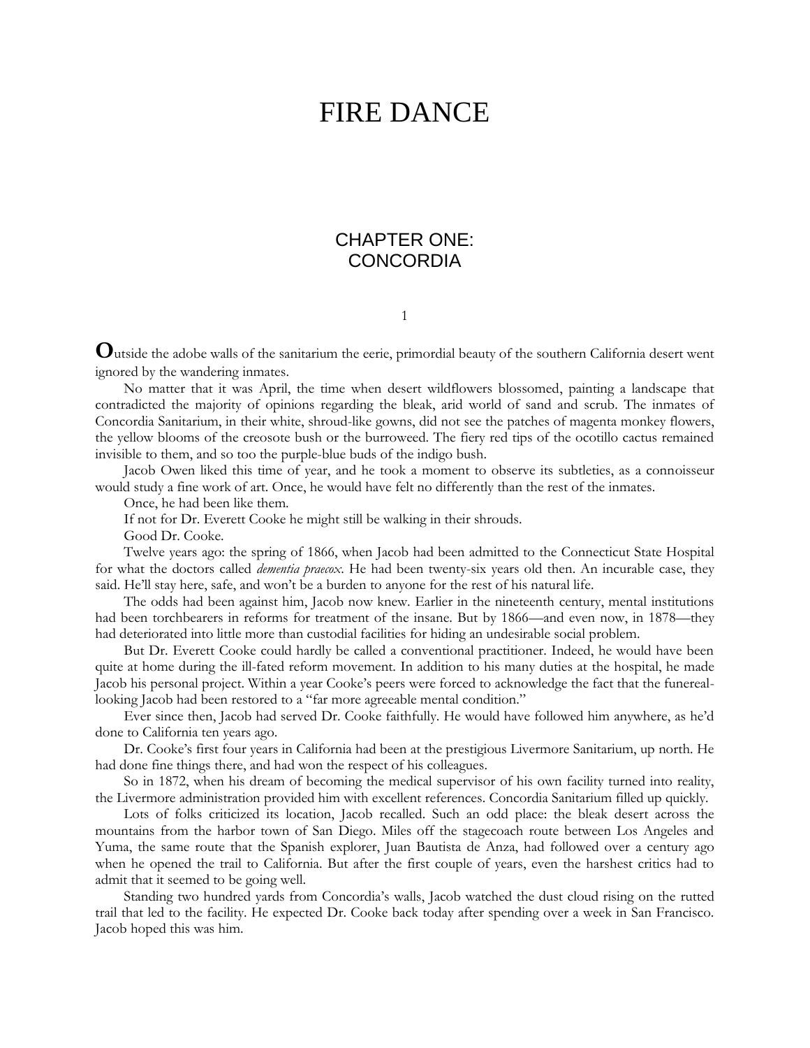# FIRE DANCE

## CHAPTER ONE: CONCORDIA

### 1

**O**utside the adobe walls of the sanitarium the eerie, primordial beauty of the southern California desert went ignored by the wandering inmates.

No matter that it was April, the time when desert wildflowers blossomed, painting a landscape that contradicted the majority of opinions regarding the bleak, arid world of sand and scrub. The inmates of Concordia Sanitarium, in their white, shroud-like gowns, did not see the patches of magenta monkey flowers, the yellow blooms of the creosote bush or the burroweed. The fiery red tips of the ocotillo cactus remained invisible to them, and so too the purple-blue buds of the indigo bush.

Jacob Owen liked this time of year, and he took a moment to observe its subtleties, as a connoisseur would study a fine work of art. Once, he would have felt no differently than the rest of the inmates.

Once, he had been like them.

If not for Dr. Everett Cooke he might still be walking in their shrouds.

Good Dr. Cooke.

Twelve years ago: the spring of 1866, when Jacob had been admitted to the Connecticut State Hospital for what the doctors called *dementia praecox*. He had been twenty-six years old then. An incurable case, they said. He'll stay here, safe, and won't be a burden to anyone for the rest of his natural life.

The odds had been against him, Jacob now knew. Earlier in the nineteenth century, mental institutions had been torchbearers in reforms for treatment of the insane. But by 1866—and even now, in 1878—they had deteriorated into little more than custodial facilities for hiding an undesirable social problem.

But Dr. Everett Cooke could hardly be called a conventional practitioner. Indeed, he would have been quite at home during the ill-fated reform movement. In addition to his many duties at the hospital, he made Jacob his personal project. Within a year Cooke's peers were forced to acknowledge the fact that the funereal-looking Jacob had been restored to a "far more agreeable mental condition."

Ever since then, Jacob had served Dr. Cooke faithfully. He would have followed him anywhere, as he'd done to California ten years ago.

Dr. Cooke's first four years in California had been at the prestigious Livermore Sanitarium, up north. He had done fine things there, and had won the respect of his colleagues.

So in 1872, when his dream of becoming the medical supervisor of his own facility turned into reality, the Livermore administration provided him with excellent references. Concordia Sanitarium filled up quickly.

Lots of folks criticized its location, Jacob recalled. Such an odd place: the bleak desert across the mountains from the harbor town of San Diego. Miles off the stagecoach route between Los Angeles and Yuma, the same route that the Spanish explorer, Juan Bautista de Anza, had followed over a century ago when he opened the trail to California. But after the first couple of years, even the harshest critics had to admit that it seemed to be going well.

Standing two hundred yards from Concordia's walls, Jacob watched the dust cloud rising on the rutted trail that led to the facility. He expected Dr. Cooke back today after spending over a week in San Francisco. Jacob hoped this was him.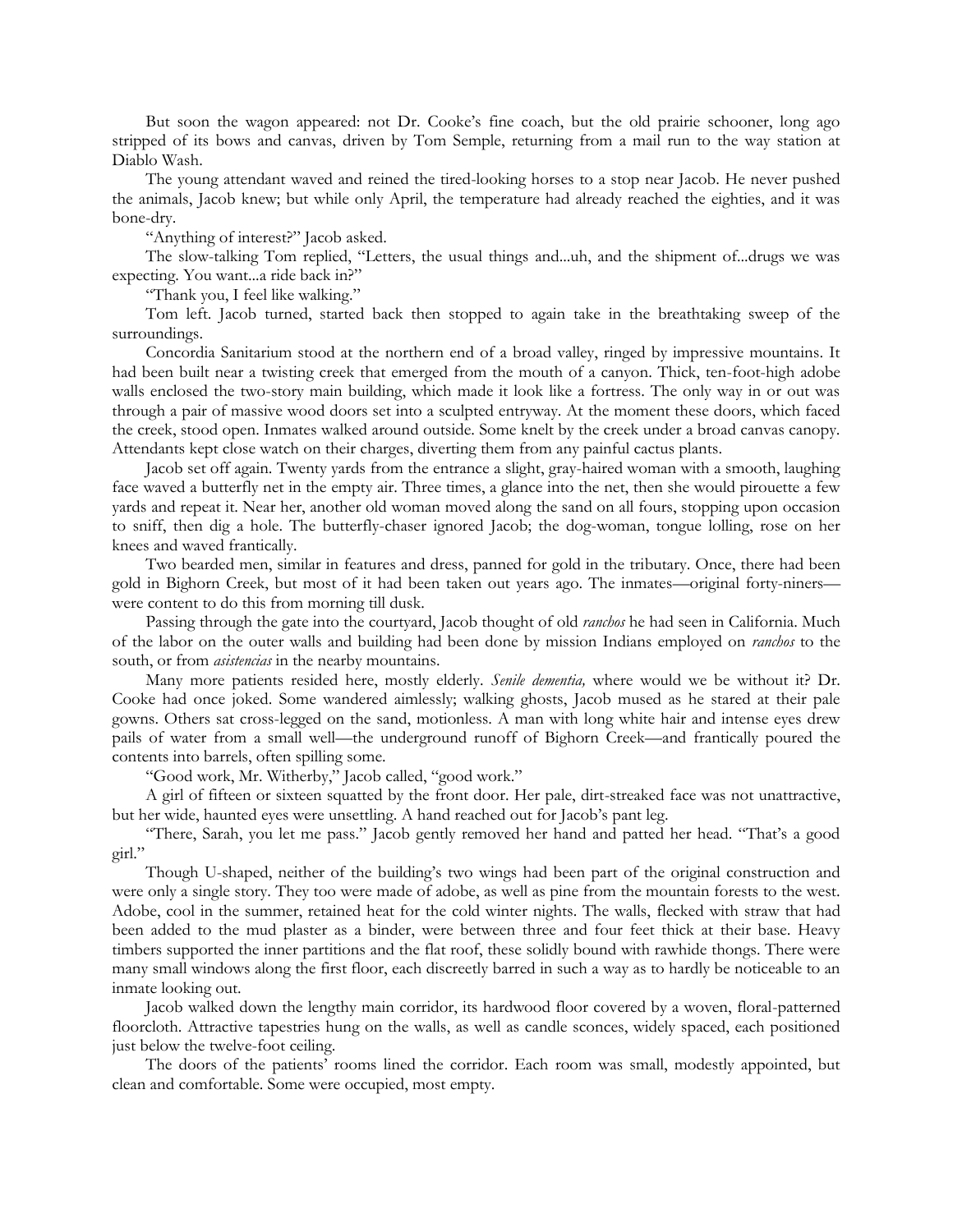But soon the wagon appeared: not Dr. Cooke's fine coach, but the old prairie schooner, long ago stripped of its bows and canvas, driven by Tom Semple, returning from a mail run to the way station at Diablo Wash.

The young attendant waved and reined the tired-looking horses to a stop near Jacob. He never pushed the animals, Jacob knew; but while only April, the temperature had already reached the eighties, and it was bone-dry.

"Anything of interest?" Jacob asked.

The slow-talking Tom replied, "Letters, the usual things and...uh, and the shipment of...drugs we was expecting. You want...a ride back in?"

"Thank you, I feel like walking."

Tom left. Jacob turned, started back then stopped to again take in the breathtaking sweep of the surroundings.

Concordia Sanitarium stood at the northern end of a broad valley, ringed by impressive mountains. It had been built near a twisting creek that emerged from the mouth of a canyon. Thick, ten-foot-high adobe walls enclosed the two-story main building, which made it look like a fortress. The only way in or out was through a pair of massive wood doors set into a sculpted entryway. At the moment these doors, which faced the creek, stood open. Inmates walked around outside. Some knelt by the creek under a broad canvas canopy. Attendants kept close watch on their charges, diverting them from any painful cactus plants.

Jacob set off again. Twenty yards from the entrance a slight, gray-haired woman with a smooth, laughing face waved a butterfly net in the empty air. Three times, a glance into the net, then she would pirouette a few yards and repeat it. Near her, another old woman moved along the sand on all fours, stopping upon occasion to sniff, then dig a hole. The butterfly-chaser ignored Jacob; the dog-woman, tongue lolling, rose on her knees and waved frantically.

Two bearded men, similar in features and dress, panned for gold in the tributary. Once, there had been gold in Bighorn Creek, but most of it had been taken out years ago. The inmates—original forty-niners—were content to do this from morning till dusk.

Passing through the gate into the courtyard, Jacob thought of old *ranchos* he had seen in California. Much of the labor on the outer walls and building had been done by mission Indians employed on *ranchos* to the south, or from *asistencias* in the nearby mountains.

Many more patients resided here, mostly elderly. *Senile dementia,* where would we be without it? Dr. Cooke had once joked. Some wandered aimlessly; walking ghosts, Jacob mused as he stared at their pale gowns. Others sat cross-legged on the sand, motionless. A man with long white hair and intense eyes drew pails of water from a small well—the underground runoff of Bighorn Creek—and frantically poured the contents into barrels, often spilling some.

"Good work, Mr. Witherby," Jacob called, "good work."

A girl of fifteen or sixteen squatted by the front door. Her pale, dirt-streaked face was not unattractive, but her wide, haunted eyes were unsettling. A hand reached out for Jacob's pant leg.

"There, Sarah, you let me pass." Jacob gently removed her hand and patted her head. "That's a good girl."

Though U-shaped, neither of the building's two wings had been part of the original construction and were only a single story. They too were made of adobe, as well as pine from the mountain forests to the west. Adobe, cool in the summer, retained heat for the cold winter nights. The walls, flecked with straw that had been added to the mud plaster as a binder, were between three and four feet thick at their base. Heavy timbers supported the inner partitions and the flat roof, these solidly bound with rawhide thongs. There were many small windows along the first floor, each discreetly barred in such a way as to hardly be noticeable to an inmate looking out.

Jacob walked down the lengthy main corridor, its hardwood floor covered by a woven, floral-patterned floorcloth. Attractive tapestries hung on the walls, as well as candle sconces, widely spaced, each positioned just below the twelve-foot ceiling.

The doors of the patients' rooms lined the corridor. Each room was small, modestly appointed, but clean and comfortable. Some were occupied, most empty.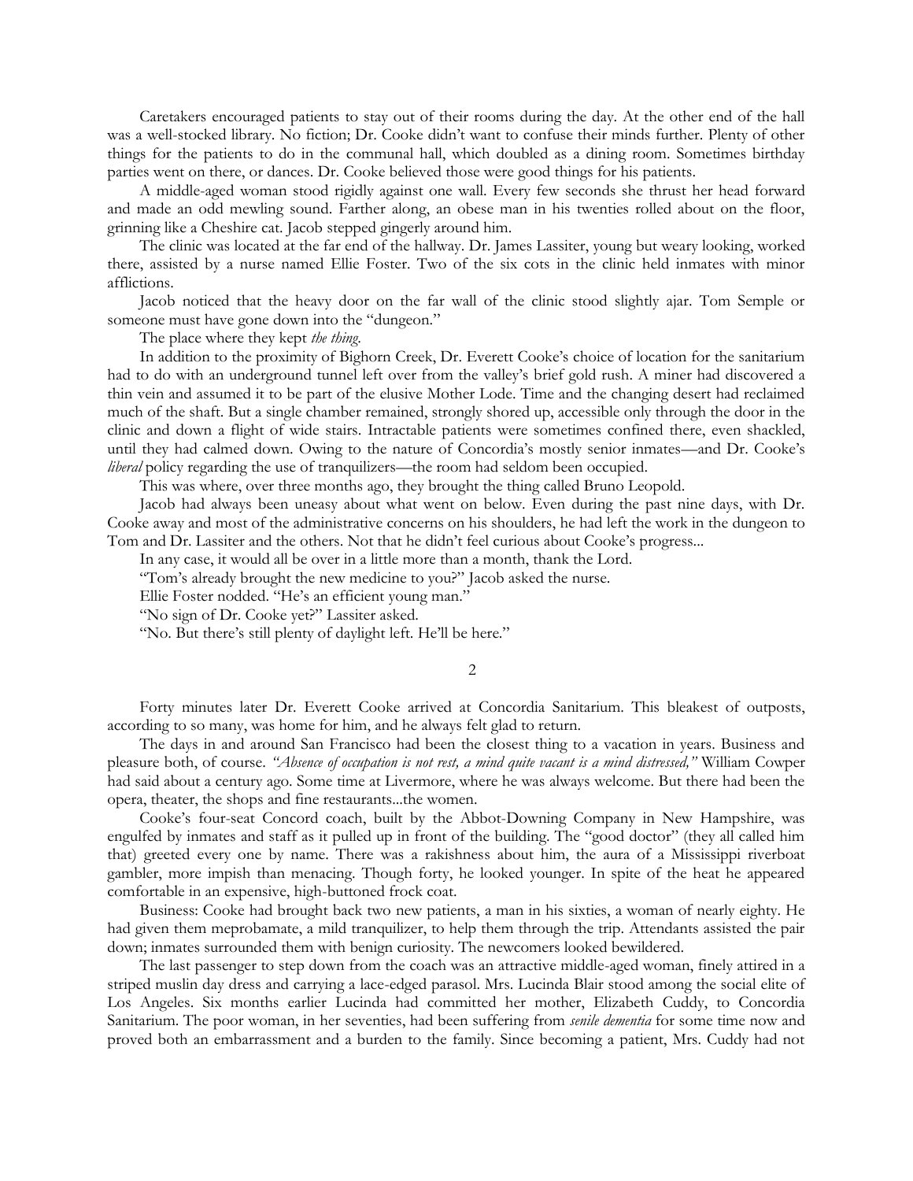Caretakers encouraged patients to stay out of their rooms during the day. At the other end of the hall was a well-stocked library. No fiction; Dr. Cooke didn't want to confuse their minds further. Plenty of other things for the patients to do in the communal hall, which doubled as a dining room. Sometimes birthday parties went on there, or dances. Dr. Cooke believed those were good things for his patients.

A middle-aged woman stood rigidly against one wall. Every few seconds she thrust her head forward and made an odd mewling sound. Farther along, an obese man in his twenties rolled about on the floor, grinning like a Cheshire cat. Jacob stepped gingerly around him.

The clinic was located at the far end of the hallway. Dr. James Lassiter, young but weary looking, worked there, assisted by a nurse named Ellie Foster. Two of the six cots in the clinic held inmates with minor afflictions.

Jacob noticed that the heavy door on the far wall of the clinic stood slightly ajar. Tom Semple or someone must have gone down into the "dungeon."

The place where they kept *the thing.*

In addition to the proximity of Bighorn Creek, Dr. Everett Cooke's choice of location for the sanitarium had to do with an underground tunnel left over from the valley's brief gold rush. A miner had discovered a thin vein and assumed it to be part of the elusive Mother Lode. Time and the changing desert had reclaimed much of the shaft. But a single chamber remained, strongly shored up, accessible only through the door in the clinic and down a flight of wide stairs. Intractable patients were sometimes confined there, even shackled, until they had calmed down. Owing to the nature of Concordia's mostly senior inmates—and Dr. Cooke's *liberal* policy regarding the use of tranquilizers—the room had seldom been occupied.

This was where, over three months ago, they brought the thing called Bruno Leopold.

Jacob had always been uneasy about what went on below. Even during the past nine days, with Dr. Cooke away and most of the administrative concerns on his shoulders, he had left the work in the dungeon to Tom and Dr. Lassiter and the others. Not that he didn't feel curious about Cooke's progress...

In any case, it would all be over in a little more than a month, thank the Lord.

"Tom's already brought the new medicine to you?" Jacob asked the nurse.

Ellie Foster nodded. "He's an efficient young man."

"No sign of Dr. Cooke yet?" Lassiter asked.

"No. But there's still plenty of daylight left. He'll be here."

## 2

Forty minutes later Dr. Everett Cooke arrived at Concordia Sanitarium. This bleakest of outposts, according to so many, was home for him, and he always felt glad to return.

The days in and around San Francisco had been the closest thing to a vacation in years. Business and pleasure both, of course. *"Absence of occupation is not rest, a mind quite vacant is a mind distressed,"* William Cowper had said about a century ago. Some time at Livermore, where he was always welcome. But there had been the opera, theater, the shops and fine restaurants...the women.

Cooke's four-seat Concord coach, built by the Abbot-Downing Company in New Hampshire, was engulfed by inmates and staff as it pulled up in front of the building. The "good doctor" (they all called him that) greeted every one by name. There was a rakishness about him, the aura of a Mississippi riverboat gambler, more impish than menacing. Though forty, he looked younger. In spite of the heat he appeared comfortable in an expensive, high-buttoned frock coat.

Business: Cooke had brought back two new patients, a man in his sixties, a woman of nearly eighty. He had given them meprobamate, a mild tranquilizer, to help them through the trip. Attendants assisted the pair down; inmates surrounded them with benign curiosity. The newcomers looked bewildered.

The last passenger to step down from the coach was an attractive middle-aged woman, finely attired in a striped muslin day dress and carrying a lace-edged parasol. Mrs. Lucinda Blair stood among the social elite of Los Angeles. Six months earlier Lucinda had committed her mother, Elizabeth Cuddy, to Concordia Sanitarium. The poor woman, in her seventies, had been suffering from *senile dementia* for some time now and proved both an embarrassment and a burden to the family. Since becoming a patient, Mrs. Cuddy had not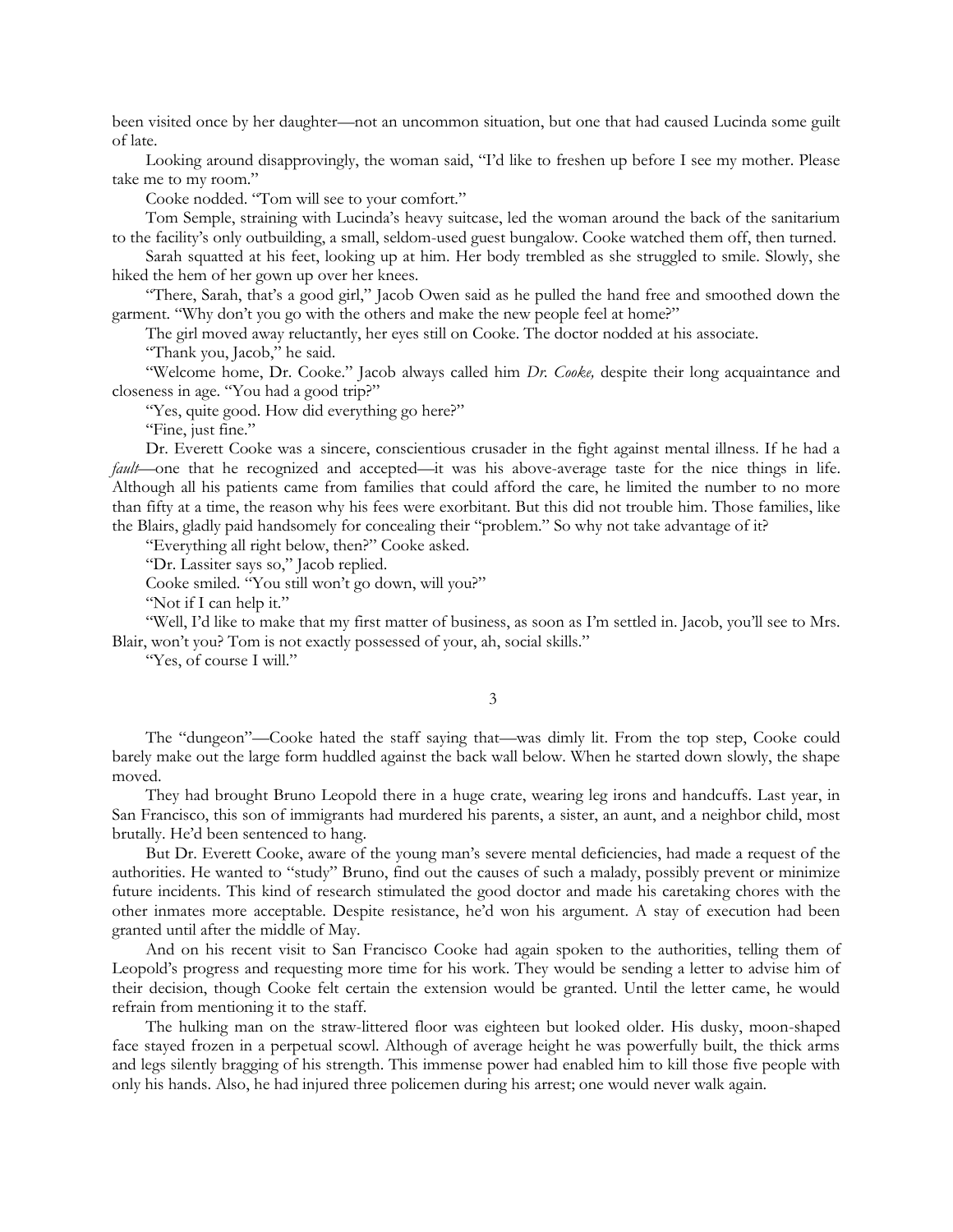been visited once by her daughter—not an uncommon situation, but one that had caused Lucinda some guilt of late.

Looking around disapprovingly, the woman said, "I'd like to freshen up before I see my mother. Please take me to my room."

Cooke nodded. "Tom will see to your comfort."

Tom Semple, straining with Lucinda's heavy suitcase, led the woman around the back of the sanitarium to the facility's only outbuilding, a small, seldom-used guest bungalow. Cooke watched them off, then turned.

Sarah squatted at his feet, looking up at him. Her body trembled as she struggled to smile. Slowly, she hiked the hem of her gown up over her knees.

"There, Sarah, that's a good girl," Jacob Owen said as he pulled the hand free and smoothed down the garment. "Why don't you go with the others and make the new people feel at home?"

The girl moved away reluctantly, her eyes still on Cooke. The doctor nodded at his associate.

"Thank you, Jacob," he said.

"Welcome home, Dr. Cooke." Jacob always called him *Dr. Cooke,* despite their long acquaintance and closeness in age. "You had a good trip?"

"Yes, quite good. How did everything go here?"

"Fine, just fine."

Dr. Everett Cooke was a sincere, conscientious crusader in the fight against mental illness. If he had a *fault*—one that he recognized and accepted—it was his above-average taste for the nice things in life. Although all his patients came from families that could afford the care, he limited the number to no more than fifty at a time, the reason why his fees were exorbitant. But this did not trouble him. Those families, like the Blairs, gladly paid handsomely for concealing their "problem." So why not take advantage of it?

"Everything all right below, then?" Cooke asked.

"Dr. Lassiter says so," Jacob replied.

Cooke smiled. "You still won't go down, will you?"

"Not if I can help it."

"Well, I'd like to make that my first matter of business, as soon as I'm settled in. Jacob, you'll see to Mrs. Blair, won't you? Tom is not exactly possessed of your, ah, social skills."

"Yes, of course I will."

## 3

The "dungeon"—Cooke hated the staff saying that—was dimly lit. From the top step, Cooke could barely make out the large form huddled against the back wall below. When he started down slowly, the shape moved.

They had brought Bruno Leopold there in a huge crate, wearing leg irons and handcuffs. Last year, in San Francisco, this son of immigrants had murdered his parents, a sister, an aunt, and a neighbor child, most brutally. He'd been sentenced to hang.

But Dr. Everett Cooke, aware of the young man's severe mental deficiencies, had made a request of the authorities. He wanted to "study" Bruno, find out the causes of such a malady, possibly prevent or minimize future incidents. This kind of research stimulated the good doctor and made his caretaking chores with the other inmates more acceptable. Despite resistance, he'd won his argument. A stay of execution had been granted until after the middle of May.

And on his recent visit to San Francisco Cooke had again spoken to the authorities, telling them of Leopold's progress and requesting more time for his work. They would be sending a letter to advise him of their decision, though Cooke felt certain the extension would be granted. Until the letter came, he would refrain from mentioning it to the staff.

The hulking man on the straw-littered floor was eighteen but looked older. His dusky, moon-shaped face stayed frozen in a perpetual scowl. Although of average height he was powerfully built, the thick arms and legs silently bragging of his strength. This immense power had enabled him to kill those five people with only his hands. Also, he had injured three policemen during his arrest; one would never walk again.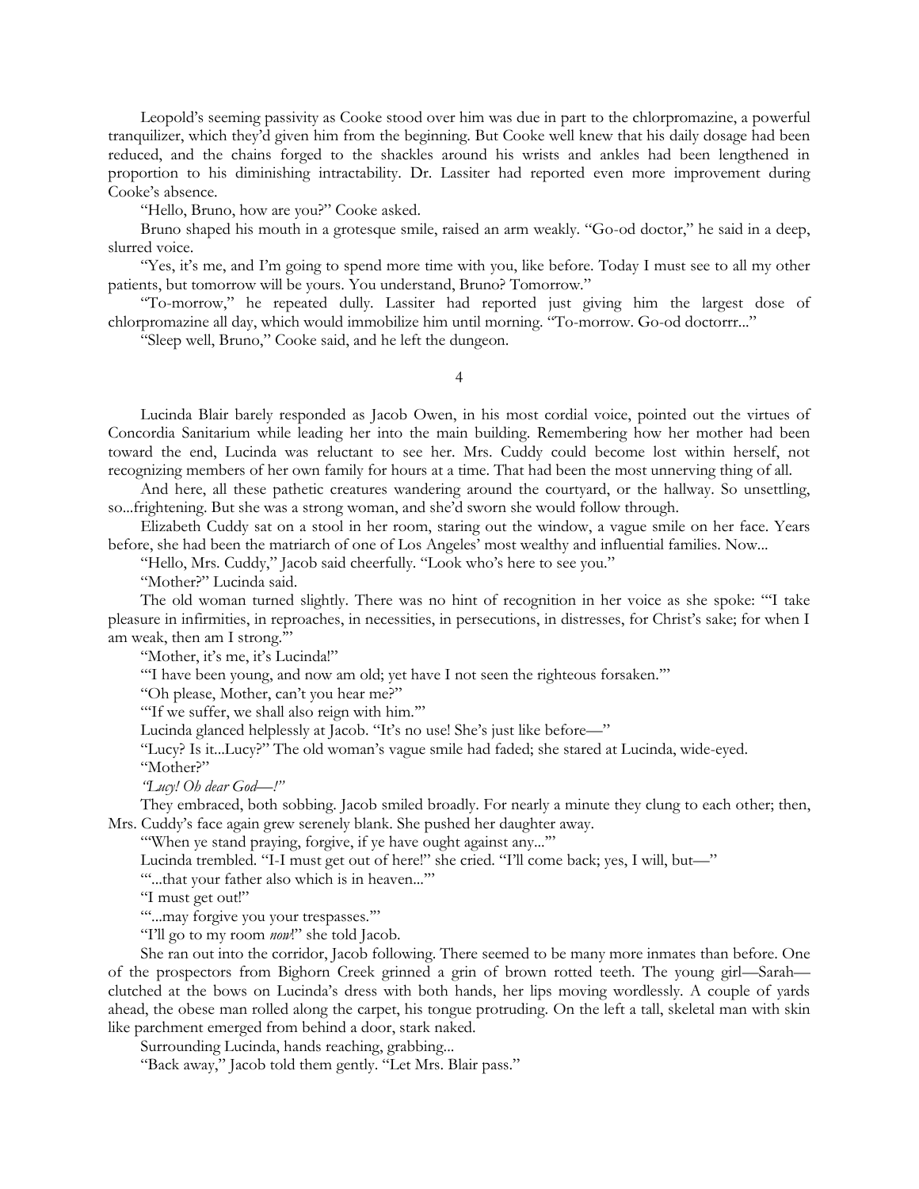Leopold's seeming passivity as Cooke stood over him was due in part to the chlorpromazine, a powerful tranquilizer, which they'd given him from the beginning. But Cooke well knew that his daily dosage had been reduced, and the chains forged to the shackles around his wrists and ankles had been lengthened in proportion to his diminishing intractability. Dr. Lassiter had reported even more improvement during Cooke's absence.

"Hello, Bruno, how are you?" Cooke asked.

Bruno shaped his mouth in a grotesque smile, raised an arm weakly. "Go-od doctor," he said in a deep, slurred voice.

"Yes, it's me, and I'm going to spend more time with you, like before. Today I must see to all my other patients, but tomorrow will be yours. You understand, Bruno? Tomorrow."

"To-morrow," he repeated dully. Lassiter had reported just giving him the largest dose of chlorpromazine all day, which would immobilize him until morning. "To-morrow. Go-od doctorrr..."

"Sleep well, Bruno," Cooke said, and he left the dungeon.

4

Lucinda Blair barely responded as Jacob Owen, in his most cordial voice, pointed out the virtues of Concordia Sanitarium while leading her into the main building. Remembering how her mother had been toward the end, Lucinda was reluctant to see her. Mrs. Cuddy could become lost within herself, not recognizing members of her own family for hours at a time. That had been the most unnerving thing of all.

And here, all these pathetic creatures wandering around the courtyard, or the hallway. So unsettling, so...frightening. But she was a strong woman, and she'd sworn she would follow through.

Elizabeth Cuddy sat on a stool in her room, staring out the window, a vague smile on her face. Years before, she had been the matriarch of one of Los Angeles' most wealthy and influential families. Now...

"Hello, Mrs. Cuddy," Jacob said cheerfully. "Look who's here to see you."

"Mother?" Lucinda said.

The old woman turned slightly. There was no hint of recognition in her voice as she spoke: "'I take pleasure in infirmities, in reproaches, in necessities, in persecutions, in distresses, for Christ's sake; for when I am weak, then am I strong.'"

"Mother, it's me, it's Lucinda!"

"'I have been young, and now am old; yet have I not seen the righteous forsaken.'"

"Oh please, Mother, can't you hear me?"

"'If we suffer, we shall also reign with him.'"

Lucinda glanced helplessly at Jacob. "It's no use! She's just like before—"

"Lucy? Is it...Lucy?" The old woman's vague smile had faded; she stared at Lucinda, wide-eyed.

"Mother?"

*"Lucy! Oh dear God—!"*

They embraced, both sobbing. Jacob smiled broadly. For nearly a minute they clung to each other; then, Mrs. Cuddy's face again grew serenely blank. She pushed her daughter away.

"'When ye stand praying, forgive, if ye have ought against any...'"

Lucinda trembled. "I-I must get out of here!" she cried. "I'll come back; yes, I will, but—"

"'...that your father also which is in heaven...'"

"I must get out!"

"'...may forgive you your trespasses.'"

"I'll go to my room *now*!" she told Jacob.

She ran out into the corridor, Jacob following. There seemed to be many more inmates than before. One of the prospectors from Bighorn Creek grinned a grin of brown rotted teeth. The young girl—Sarah—clutched at the bows on Lucinda's dress with both hands, her lips moving wordlessly. A couple of yards ahead, the obese man rolled along the carpet, his tongue protruding. On the left a tall, skeletal man with skin like parchment emerged from behind a door, stark naked.

Surrounding Lucinda, hands reaching, grabbing...

"Back away," Jacob told them gently. "Let Mrs. Blair pass."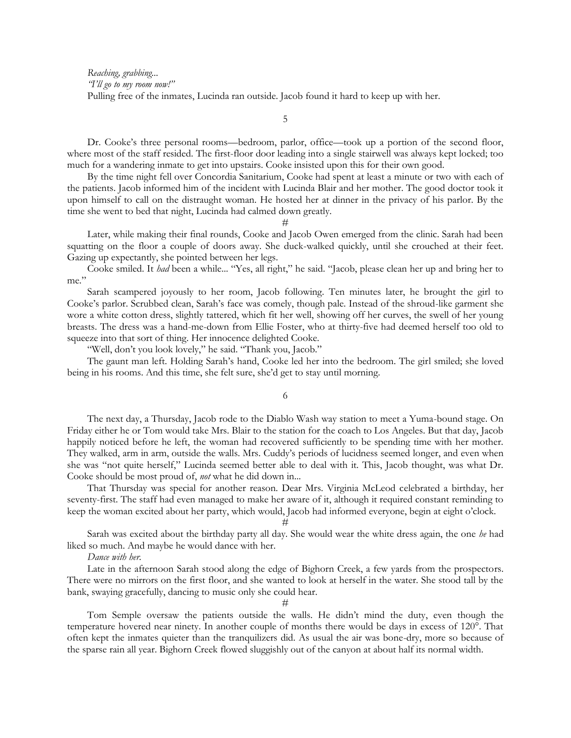*Reaching, grabbing...*

*"I'll go to my room now!"*

Pulling free of the inmates, Lucinda ran outside. Jacob found it hard to keep up with her.

5

Dr. Cooke's three personal rooms—bedroom, parlor, office—took up a portion of the second floor, where most of the staff resided. The first-floor door leading into a single stairwell was always kept locked; too much for a wandering inmate to get into upstairs. Cooke insisted upon this for their own good.

By the time night fell over Concordia Sanitarium, Cooke had spent at least a minute or two with each of the patients. Jacob informed him of the incident with Lucinda Blair and her mother. The good doctor took it upon himself to call on the distraught woman. He hosted her at dinner in the privacy of his parlor. By the time she went to bed that night, Lucinda had calmed down greatly.

#

Later, while making their final rounds, Cooke and Jacob Owen emerged from the clinic. Sarah had been squatting on the floor a couple of doors away. She duck-walked quickly, until she crouched at their feet. Gazing up expectantly, she pointed between her legs.

Cooke smiled. It *had* been a while... "Yes, all right," he said. "Jacob, please clean her up and bring her to me."

Sarah scampered joyously to her room, Jacob following. Ten minutes later, he brought the girl to Cooke's parlor. Scrubbed clean, Sarah's face was comely, though pale. Instead of the shroud-like garment she wore a white cotton dress, slightly tattered, which fit her well, showing off her curves, the swell of her young breasts. The dress was a hand-me-down from Ellie Foster, who at thirty-five had deemed herself too old to squeeze into that sort of thing. Her innocence delighted Cooke.

"Well, don't you look lovely," he said. "Thank you, Jacob."

The gaunt man left. Holding Sarah's hand, Cooke led her into the bedroom. The girl smiled; she loved being in his rooms. And this time, she felt sure, she'd get to stay until morning.

6

The next day, a Thursday, Jacob rode to the Diablo Wash way station to meet a Yuma-bound stage. On Friday either he or Tom would take Mrs. Blair to the station for the coach to Los Angeles. But that day, Jacob happily noticed before he left, the woman had recovered sufficiently to be spending time with her mother. They walked, arm in arm, outside the walls. Mrs. Cuddy's periods of lucidness seemed longer, and even when she was "not quite herself," Lucinda seemed better able to deal with it. This, Jacob thought, was what Dr. Cooke should be most proud of, *not* what he did down in...

That Thursday was special for another reason. Dear Mrs. Virginia McLeod celebrated a birthday, her seventy-first. The staff had even managed to make her aware of it, although it required constant reminding to keep the woman excited about her party, which would, Jacob had informed everyone, begin at eight o'clock.

#

Sarah was excited about the birthday party all day. She would wear the white dress again, the one *he* had liked so much. And maybe he would dance with her.

*Dance with her.*

Late in the afternoon Sarah stood along the edge of Bighorn Creek, a few yards from the prospectors. There were no mirrors on the first floor, and she wanted to look at herself in the water. She stood tall by the bank, swaying gracefully, dancing to music only she could hear.

#

Tom Semple oversaw the patients outside the walls. He didn't mind the duty, even though the temperature hovered near ninety. In another couple of months there would be days in excess of 120°. That often kept the inmates quieter than the tranquilizers did. As usual the air was bone-dry, more so because of the sparse rain all year. Bighorn Creek flowed sluggishly out of the canyon at about half its normal width.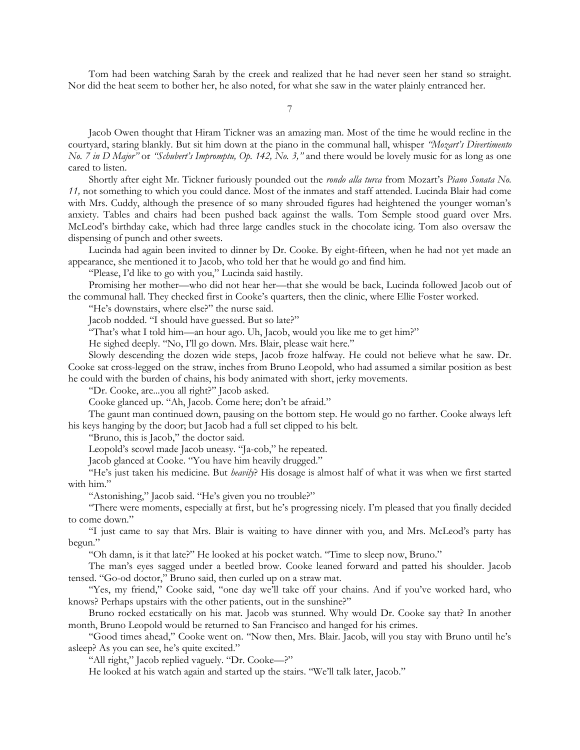Tom had been watching Sarah by the creek and realized that he had never seen her stand so straight. Nor did the heat seem to bother her, he also noted, for what she saw in the water plainly entranced her.

## 7

Jacob Owen thought that Hiram Tickner was an amazing man. Most of the time he would recline in the courtyard, staring blankly. But sit him down at the piano in the communal hall, whisper *"Mozart's Divertimento No. 7 in D Major"* or *"Schubert's Impromptu, Op. 142, No. 3,"* and there would be lovely music for as long as one cared to listen.

Shortly after eight Mr. Tickner furiously pounded out the *rondo alla turca* from Mozart's *Piano Sonata No. 11,* not something to which you could dance. Most of the inmates and staff attended. Lucinda Blair had come with Mrs. Cuddy, although the presence of so many shrouded figures had heightened the younger woman's anxiety. Tables and chairs had been pushed back against the walls. Tom Semple stood guard over Mrs. McLeod's birthday cake, which had three large candles stuck in the chocolate icing. Tom also oversaw the dispensing of punch and other sweets.

Lucinda had again been invited to dinner by Dr. Cooke. By eight-fifteen, when he had not yet made an appearance, she mentioned it to Jacob, who told her that he would go and find him.

"Please, I'd like to go with you," Lucinda said hastily.

Promising her mother—who did not hear her—that she would be back, Lucinda followed Jacob out of the communal hall. They checked first in Cooke's quarters, then the clinic, where Ellie Foster worked.

"He's downstairs, where else?" the nurse said.

Jacob nodded. "I should have guessed. But so late?"

"That's what I told him—an hour ago. Uh, Jacob, would you like me to get him?"

He sighed deeply. "No, I'll go down. Mrs. Blair, please wait here."

Slowly descending the dozen wide steps, Jacob froze halfway. He could not believe what he saw. Dr. Cooke sat cross-legged on the straw, inches from Bruno Leopold, who had assumed a similar position as best he could with the burden of chains, his body animated with short, jerky movements.

"Dr. Cooke, are...you all right?" Jacob asked.

Cooke glanced up. "Ah, Jacob. Come here; don't be afraid."

The gaunt man continued down, pausing on the bottom step. He would go no farther. Cooke always left his keys hanging by the door; but Jacob had a full set clipped to his belt.

"Bruno, this is Jacob," the doctor said.

Leopold's scowl made Jacob uneasy. "Ja-cob," he repeated.

Jacob glanced at Cooke. "You have him heavily drugged."

"He's just taken his medicine. But *heavily*? His dosage is almost half of what it was when we first started with him."

"Astonishing," Jacob said. "He's given you no trouble?"

"There were moments, especially at first, but he's progressing nicely. I'm pleased that you finally decided to come down."

"I just came to say that Mrs. Blair is waiting to have dinner with you, and Mrs. McLeod's party has begun."

"Oh damn, is it that late?" He looked at his pocket watch. "Time to sleep now, Bruno."

The man's eyes sagged under a beetled brow. Cooke leaned forward and patted his shoulder. Jacob tensed. "Go-od doctor," Bruno said, then curled up on a straw mat.

"Yes, my friend," Cooke said, "one day we'll take off your chains. And if you've worked hard, who knows? Perhaps upstairs with the other patients, out in the sunshine?"

Bruno rocked ecstatically on his mat. Jacob was stunned. Why would Dr. Cooke say that? In another month, Bruno Leopold would be returned to San Francisco and hanged for his crimes.

"Good times ahead," Cooke went on. "Now then, Mrs. Blair. Jacob, will you stay with Bruno until he's asleep? As you can see, he's quite excited."

"All right," Jacob replied vaguely. "Dr. Cooke—?"

He looked at his watch again and started up the stairs. "We'll talk later, Jacob."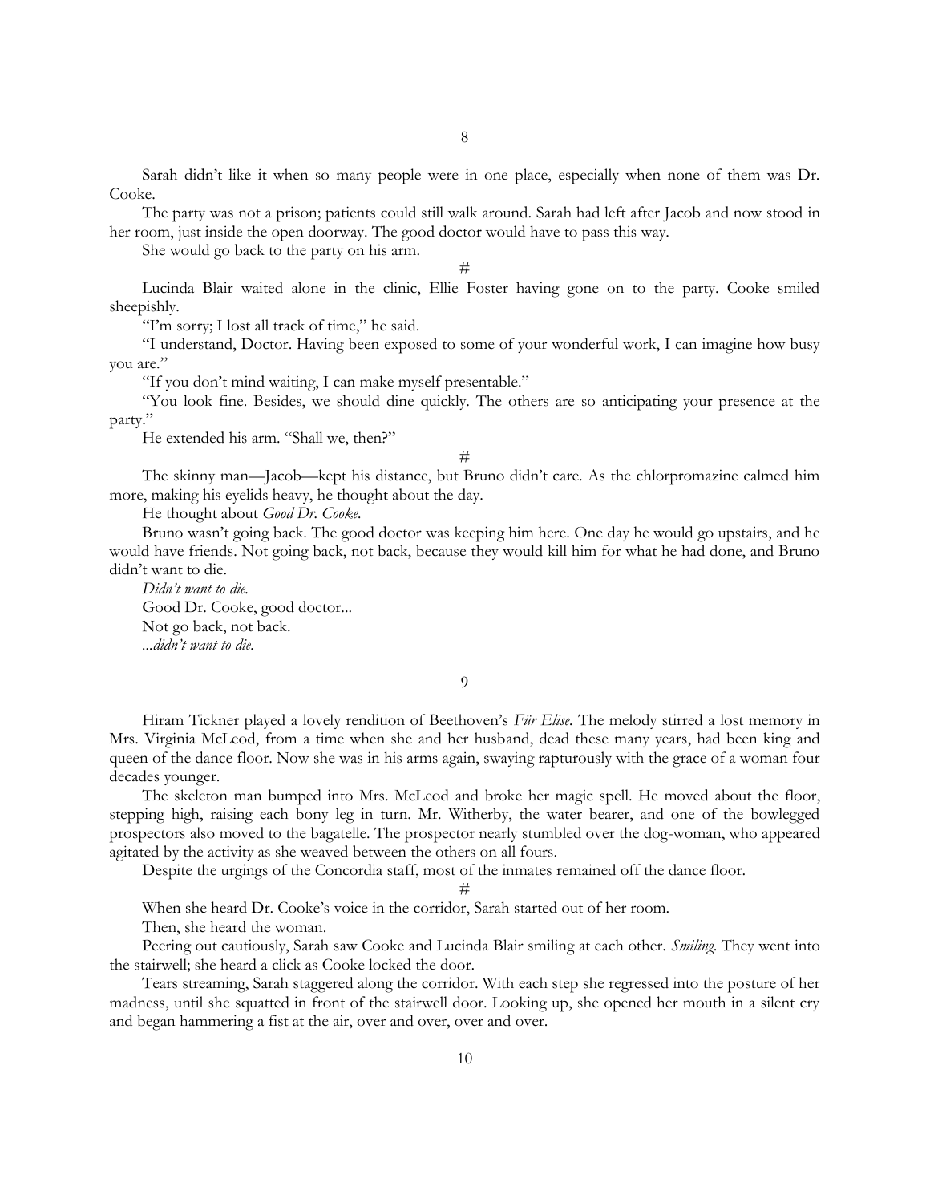Sarah didn't like it when so many people were in one place, especially when none of them was Dr. Cooke.

The party was not a prison; patients could still walk around. Sarah had left after Jacob and now stood in her room, just inside the open doorway. The good doctor would have to pass this way.

She would go back to the party on his arm.

#

Lucinda Blair waited alone in the clinic, Ellie Foster having gone on to the party. Cooke smiled sheepishly.

"I'm sorry; I lost all track of time," he said.

"I understand, Doctor. Having been exposed to some of your wonderful work, I can imagine how busy you are."

"If you don't mind waiting, I can make myself presentable."

"You look fine. Besides, we should dine quickly. The others are so anticipating your presence at the party."

He extended his arm. "Shall we, then?"

#

The skinny man—Jacob—kept his distance, but Bruno didn't care. As the chlorpromazine calmed him more, making his eyelids heavy, he thought about the day.

He thought about *Good Dr. Cooke.*

Bruno wasn't going back. The good doctor was keeping him here. One day he would go upstairs, and he would have friends. Not going back, not back, because they would kill him for what he had done, and Bruno didn't want to die.

*Didn't want to die.*

Good Dr. Cooke, good doctor...

Not go back, not back.

*...didn't want to die.*

## 9

Hiram Tickner played a lovely rendition of Beethoven's *Für Elise*. The melody stirred a lost memory in Mrs. Virginia McLeod, from a time when she and her husband, dead these many years, had been king and queen of the dance floor. Now she was in his arms again, swaying rapturously with the grace of a woman four decades younger.

The skeleton man bumped into Mrs. McLeod and broke her magic spell. He moved about the floor, stepping high, raising each bony leg in turn. Mr. Witherby, the water bearer, and one of the bowlegged prospectors also moved to the bagatelle. The prospector nearly stumbled over the dog-woman, who appeared agitated by the activity as she weaved between the others on all fours.

Despite the urgings of the Concordia staff, most of the inmates remained off the dance floor.

#

When she heard Dr. Cooke's voice in the corridor, Sarah started out of her room.

Then, she heard the woman.

Peering out cautiously, Sarah saw Cooke and Lucinda Blair smiling at each other. *Smiling*. They went into the stairwell; she heard a click as Cooke locked the door.

Tears streaming, Sarah staggered along the corridor. With each step she regressed into the posture of her madness, until she squatted in front of the stairwell door. Looking up, she opened her mouth in a silent cry and began hammering a fist at the air, over and over, over and over.

## 10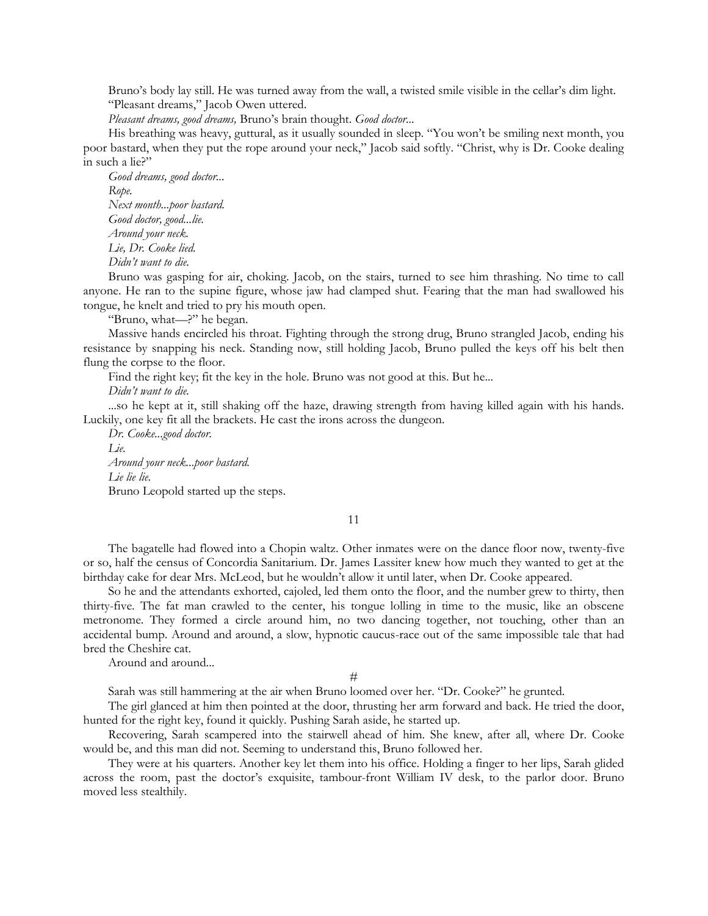Bruno's body lay still. He was turned away from the wall, a twisted smile visible in the cellar's dim light.

"Pleasant dreams," Jacob Owen uttered.

*Pleasant dreams, good dreams,* Bruno's brain thought. *Good doctor...*

His breathing was heavy, guttural, as it usually sounded in sleep. "You won't be smiling next month, you poor bastard, when they put the rope around your neck," Jacob said softly. "Christ, why is Dr. Cooke dealing in such a lie?"

*Good dreams, good doctor...*

*Rope.*

*Next month...poor bastard.*

*Good doctor, good...lie.*

*Around your neck.*

*Lie, Dr. Cooke lied.*

*Didn't want to die.*

Bruno was gasping for air, choking. Jacob, on the stairs, turned to see him thrashing. No time to call anyone. He ran to the supine figure, whose jaw had clamped shut. Fearing that the man had swallowed his tongue, he knelt and tried to pry his mouth open.

"Bruno, what—?" he began.

Massive hands encircled his throat. Fighting through the strong drug, Bruno strangled Jacob, ending his resistance by snapping his neck. Standing now, still holding Jacob, Bruno pulled the keys off his belt then flung the corpse to the floor.

Find the right key; fit the key in the hole. Bruno was not good at this. But he...

*Didn't want to die.*

...so he kept at it, still shaking off the haze, drawing strength from having killed again with his hands. Luckily, one key fit all the brackets. He cast the irons across the dungeon.

*Dr. Cooke...good doctor.*

*Lie.*

*Around your neck...poor bastard.*

*Lie lie lie.*

Bruno Leopold started up the steps.

## 11

The bagatelle had flowed into a Chopin waltz. Other inmates were on the dance floor now, twenty-five or so, half the census of Concordia Sanitarium. Dr. James Lassiter knew how much they wanted to get at the birthday cake for dear Mrs. McLeod, but he wouldn't allow it until later, when Dr. Cooke appeared.

So he and the attendants exhorted, cajoled, led them onto the floor, and the number grew to thirty, then thirty-five. The fat man crawled to the center, his tongue lolling in time to the music, like an obscene metronome. They formed a circle around him, no two dancing together, not touching, other than an accidental bump. Around and around, a slow, hypnotic caucus-race out of the same impossible tale that had bred the Cheshire cat.

Around and around...

#

Sarah was still hammering at the air when Bruno loomed over her. "Dr. Cooke?" he grunted.

The girl glanced at him then pointed at the door, thrusting her arm forward and back. He tried the door, hunted for the right key, found it quickly. Pushing Sarah aside, he started up.

Recovering, Sarah scampered into the stairwell ahead of him. She knew, after all, where Dr. Cooke would be, and this man did not. Seeming to understand this, Bruno followed her.

They were at his quarters. Another key let them into his office. Holding a finger to her lips, Sarah glided across the room, past the doctor's exquisite, tambour-front William IV desk, to the parlor door. Bruno moved less stealthily.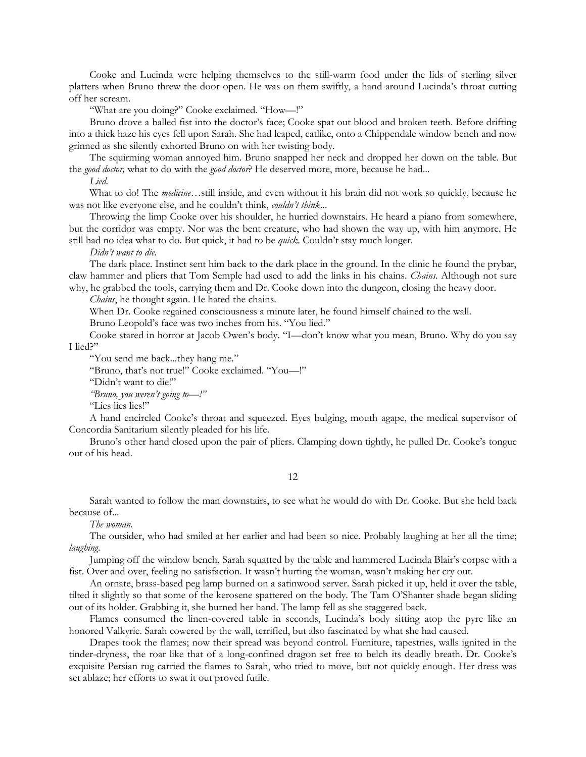Cooke and Lucinda were helping themselves to the still-warm food under the lids of sterling silver platters when Bruno threw the door open. He was on them swiftly, a hand around Lucinda's throat cutting off her scream.

"What are you doing?" Cooke exclaimed. "How—!"

Bruno drove a balled fist into the doctor's face; Cooke spat out blood and broken teeth. Before drifting into a thick haze his eyes fell upon Sarah. She had leaped, catlike, onto a Chippendale window bench and now grinned as she silently exhorted Bruno on with her twisting body.

The squirming woman annoyed him. Bruno snapped her neck and dropped her down on the table. But the *good doctor,* what to do with the *good doctor*? He deserved more, more, because he had...

*Lied.*

What to do! The *medicine*…still inside, and even without it his brain did not work so quickly, because he was not like everyone else, and he couldn't think, *couldn't think...*

Throwing the limp Cooke over his shoulder, he hurried downstairs. He heard a piano from somewhere, but the corridor was empty. Nor was the bent creature, who had shown the way up, with him anymore. He still had no idea what to do. But quick, it had to be *quick*. Couldn't stay much longer.

*Didn't want to die.*

The dark place. Instinct sent him back to the dark place in the ground. In the clinic he found the prybar, claw hammer and pliers that Tom Semple had used to add the links in his chains. *Chains*. Although not sure why, he grabbed the tools, carrying them and Dr. Cooke down into the dungeon, closing the heavy door.

*Chains*, he thought again. He hated the chains.

When Dr. Cooke regained consciousness a minute later, he found himself chained to the wall.

Bruno Leopold's face was two inches from his. "You lied."

Cooke stared in horror at Jacob Owen's body. "I—don't know what you mean, Bruno. Why do you say I lied?"

"You send me back...they hang me."

"Bruno, that's not true!" Cooke exclaimed. "You—!"

"Didn't want to die!"

*"Bruno, you weren't going to—!"*

"Lies lies lies!"

A hand encircled Cooke's throat and squeezed. Eyes bulging, mouth agape, the medical supervisor of Concordia Sanitarium silently pleaded for his life.

Bruno's other hand closed upon the pair of pliers. Clamping down tightly, he pulled Dr. Cooke's tongue out of his head.

## 12

Sarah wanted to follow the man downstairs, to see what he would do with Dr. Cooke. But she held back because of...

*The woman.*

The outsider, who had smiled at her earlier and had been so nice. Probably laughing at her all the time; *laughing*.

Jumping off the window bench, Sarah squatted by the table and hammered Lucinda Blair's corpse with a fist. Over and over, feeling no satisfaction. It wasn't hurting the woman, wasn't making her cry out.

An ornate, brass-based peg lamp burned on a satinwood server. Sarah picked it up, held it over the table, tilted it slightly so that some of the kerosene spattered on the body. The Tam O'Shanter shade began sliding out of its holder. Grabbing it, she burned her hand. The lamp fell as she staggered back.

Flames consumed the linen-covered table in seconds, Lucinda's body sitting atop the pyre like an honored Valkyrie. Sarah cowered by the wall, terrified, but also fascinated by what she had caused.

Drapes took the flames; now their spread was beyond control. Furniture, tapestries, walls ignited in the tinder-dryness, the roar like that of a long-confined dragon set free to belch its deadly breath. Dr. Cooke's exquisite Persian rug carried the flames to Sarah, who tried to move, but not quickly enough. Her dress was set ablaze; her efforts to swat it out proved futile.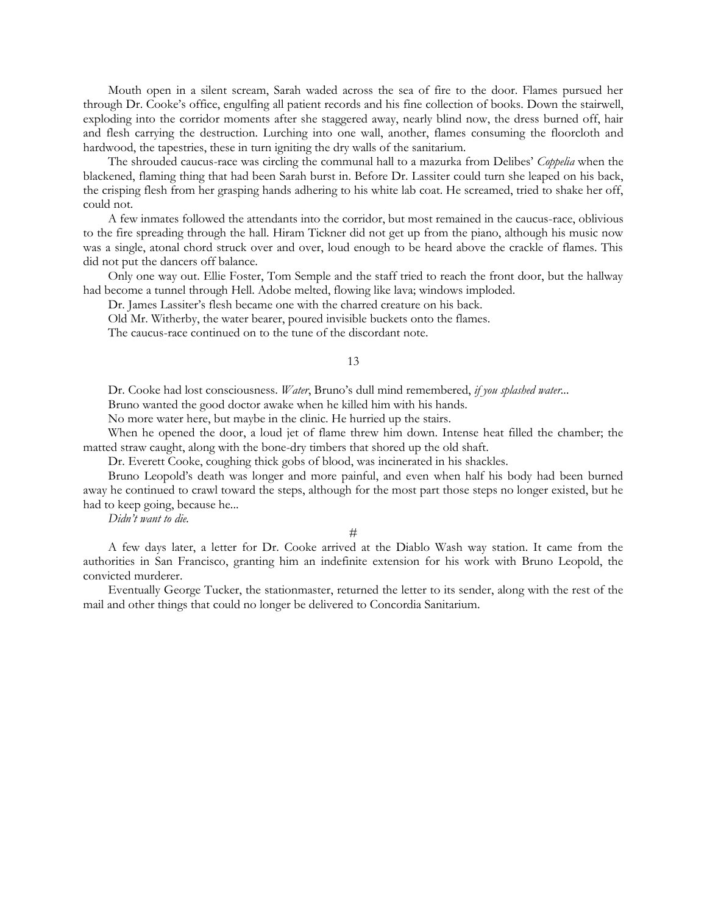Mouth open in a silent scream, Sarah waded across the sea of fire to the door. Flames pursued her through Dr. Cooke's office, engulfing all patient records and his fine collection of books. Down the stairwell, exploding into the corridor moments after she staggered away, nearly blind now, the dress burned off, hair and flesh carrying the destruction. Lurching into one wall, another, flames consuming the floorcloth and hardwood, the tapestries, these in turn igniting the dry walls of the sanitarium.

The shrouded caucus-race was circling the communal hall to a mazurka from Delibes' *Coppelia* when the blackened, flaming thing that had been Sarah burst in. Before Dr. Lassiter could turn she leaped on his back, the crisping flesh from her grasping hands adhering to his white lab coat. He screamed, tried to shake her off, could not.

A few inmates followed the attendants into the corridor, but most remained in the caucus-race, oblivious to the fire spreading through the hall. Hiram Tickner did not get up from the piano, although his music now was a single, atonal chord struck over and over, loud enough to be heard above the crackle of flames. This did not put the dancers off balance.

Only one way out. Ellie Foster, Tom Semple and the staff tried to reach the front door, but the hallway had become a tunnel through Hell. Adobe melted, flowing like lava; windows imploded.

Dr. James Lassiter's flesh became one with the charred creature on his back.

Old Mr. Witherby, the water bearer, poured invisible buckets onto the flames.

The caucus-race continued on to the tune of the discordant note.

## 13

Dr. Cooke had lost consciousness. *Water*, Bruno's dull mind remembered, *if you splashed water...*

Bruno wanted the good doctor awake when he killed him with his hands.

No more water here, but maybe in the clinic. He hurried up the stairs.

When he opened the door, a loud jet of flame threw him down. Intense heat filled the chamber; the matted straw caught, along with the bone-dry timbers that shored up the old shaft.

Dr. Everett Cooke, coughing thick gobs of blood, was incinerated in his shackles.

Bruno Leopold's death was longer and more painful, and even when half his body had been burned away he continued to crawl toward the steps, although for the most part those steps no longer existed, but he had to keep going, because he...

*Didn't want to die.*

#

A few days later, a letter for Dr. Cooke arrived at the Diablo Wash way station. It came from the authorities in San Francisco, granting him an indefinite extension for his work with Bruno Leopold, the convicted murderer.

Eventually George Tucker, the stationmaster, returned the letter to its sender, along with the rest of the mail and other things that could no longer be delivered to Concordia Sanitarium.